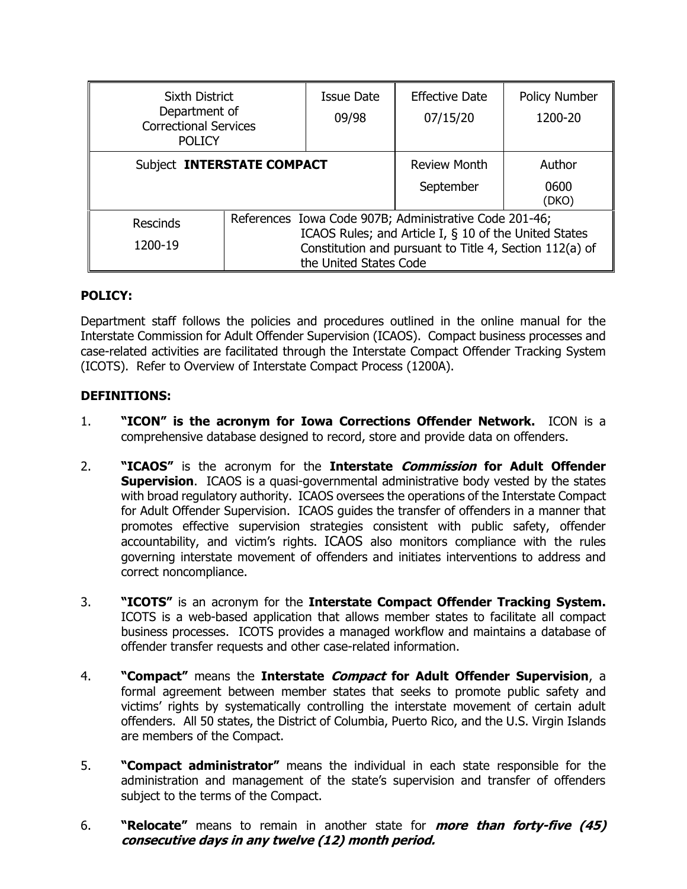| Sixth District Department of Correctional Services POLICY | | Issue Date 09/98 | Effective Date 07/15/20 | Policy Number 1200-20 |
|---|---|---|---|---|
| Subject **INTERSTATE COMPACT** | | | Review Month September | Author 0600 (DKO) |
| Rescinds 1200-19 | References Iowa Code 907B; Administrative Code 201-46; ICAOS Rules; and Article I, § 10 of the United States Constitution and pursuant to Title 4, Section 112(a) of the United States Code | | | |

**POLICY:**

Department staff follows the policies and procedures outlined in the online manual for the Interstate Commission for Adult Offender Supervision (ICAOS). Compact business processes and case-related activities are facilitated through the Interstate Compact Offender Tracking System (ICOTS). Refer to Overview of Interstate Compact Process (1200A).

**DEFINITIONS:**

1. **"ICON" is the acronym for Iowa Corrections Offender Network.** ICON is a comprehensive database designed to record, store and provide data on offenders.

2. **"ICAOS"** is the acronym for the **Interstate *Commission* for Adult Offender Supervision**. ICAOS is a quasi-governmental administrative body vested by the states with broad regulatory authority. ICAOS oversees the operations of the Interstate Compact for Adult Offender Supervision. ICAOS guides the transfer of offenders in a manner that promotes effective supervision strategies consistent with public safety, offender accountability, and victim's rights. ICAOS also monitors compliance with the rules governing interstate movement of offenders and initiates interventions to address and correct noncompliance.

3. **"ICOTS"** is an acronym for the **Interstate Compact Offender Tracking System.** ICOTS is a web-based application that allows member states to facilitate all compact business processes. ICOTS provides a managed workflow and maintains a database of offender transfer requests and other case-related information.

4. **"Compact"** means the **Interstate *Compact* for Adult Offender Supervision**, a formal agreement between member states that seeks to promote public safety and victims' rights by systematically controlling the interstate movement of certain adult offenders. All 50 states, the District of Columbia, Puerto Rico, and the U.S. Virgin Islands are members of the Compact.

5. **"Compact administrator"** means the individual in each state responsible for the administration and management of the state's supervision and transfer of offenders subject to the terms of the Compact.

6. **"Relocate"** means to remain in another state for ***more than forty-five (45) consecutive days in any twelve (12) month period.***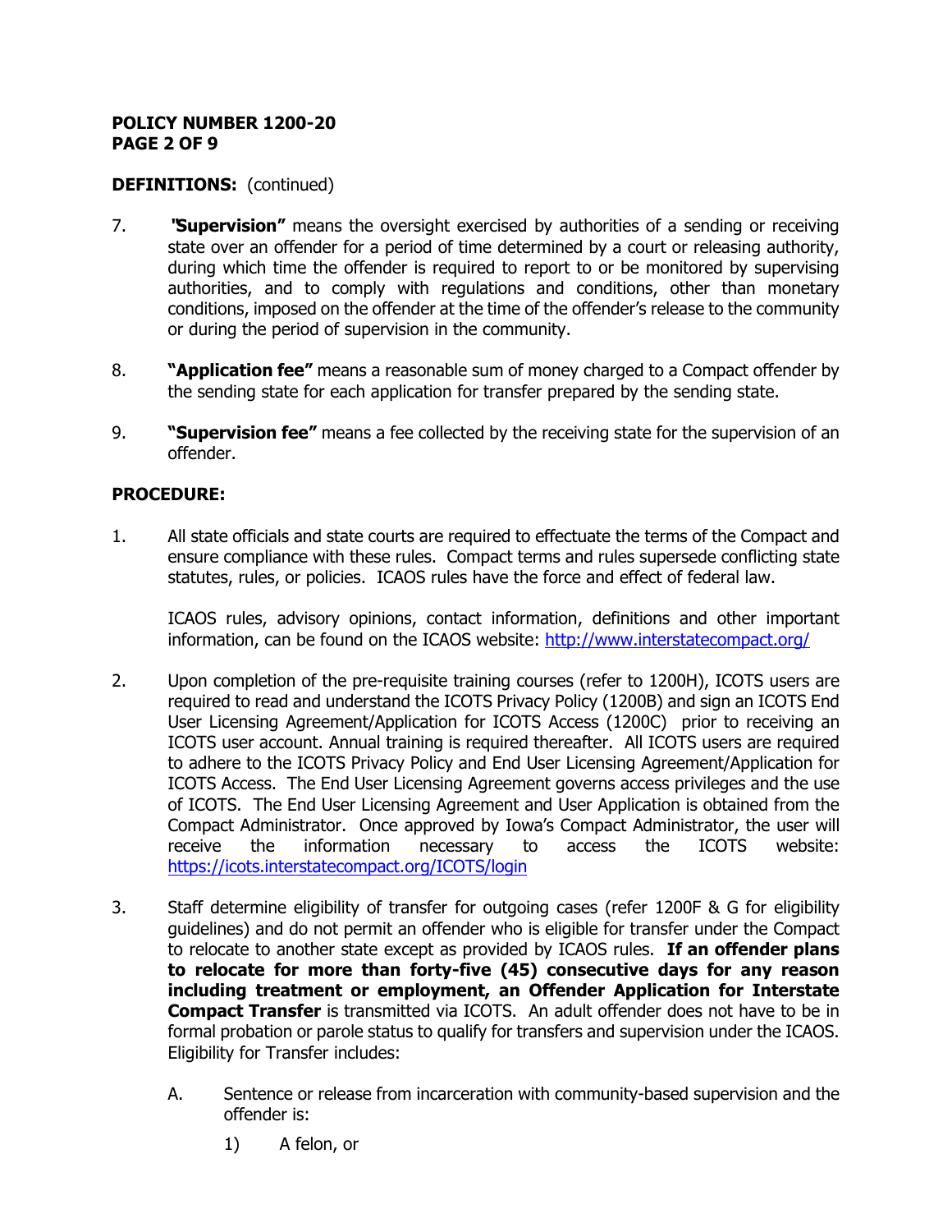**DEFINITIONS:** (continued)

7. **"Supervision"** means the oversight exercised by authorities of a sending or receiving state over an offender for a period of time determined by a court or releasing authority, during which time the offender is required to report to or be monitored by supervising authorities, and to comply with regulations and conditions, other than monetary conditions, imposed on the offender at the time of the offender's release to the community or during the period of supervision in the community.

8. **"Application fee"** means a reasonable sum of money charged to a Compact offender by the sending state for each application for transfer prepared by the sending state.

9. **"Supervision fee"** means a fee collected by the receiving state for the supervision of an offender.

**PROCEDURE:**

1. All state officials and state courts are required to effectuate the terms of the Compact and ensure compliance with these rules. Compact terms and rules supersede conflicting state statutes, rules, or policies. ICAOS rules have the force and effect of federal law.

   ICAOS rules, advisory opinions, contact information, definitions and other important information, can be found on the ICAOS website: [http://www.interstatecompact.org/](http://www.interstatecompact.org/)

2. Upon completion of the pre-requisite training courses (refer to 1200H), ICOTS users are required to read and understand the ICOTS Privacy Policy (1200B) and sign an ICOTS End User Licensing Agreement/Application for ICOTS Access (1200C) prior to receiving an ICOTS user account. Annual training is required thereafter. All ICOTS users are required to adhere to the ICOTS Privacy Policy and End User Licensing Agreement/Application for ICOTS Access. The End User Licensing Agreement governs access privileges and the use of ICOTS. The End User Licensing Agreement and User Application is obtained from the Compact Administrator. Once approved by Iowa's Compact Administrator, the user will receive the information necessary to access the ICOTS website: [https://icots.interstatecompact.org/ICOTS/login](https://icots.interstatecompact.org/ICOTS/login)

3. Staff determine eligibility of transfer for outgoing cases (refer 1200F & G for eligibility guidelines) and do not permit an offender who is eligible for transfer under the Compact to relocate to another state except as provided by ICAOS rules. **If an offender plans to relocate for more than forty-five (45) consecutive days for any reason including treatment or employment, an Offender Application for Interstate Compact Transfer** is transmitted via ICOTS. An adult offender does not have to be in formal probation or parole status to qualify for transfers and supervision under the ICAOS. Eligibility for Transfer includes:

   A. Sentence or release from incarceration with community-based supervision and the offender is:

      1) A felon, or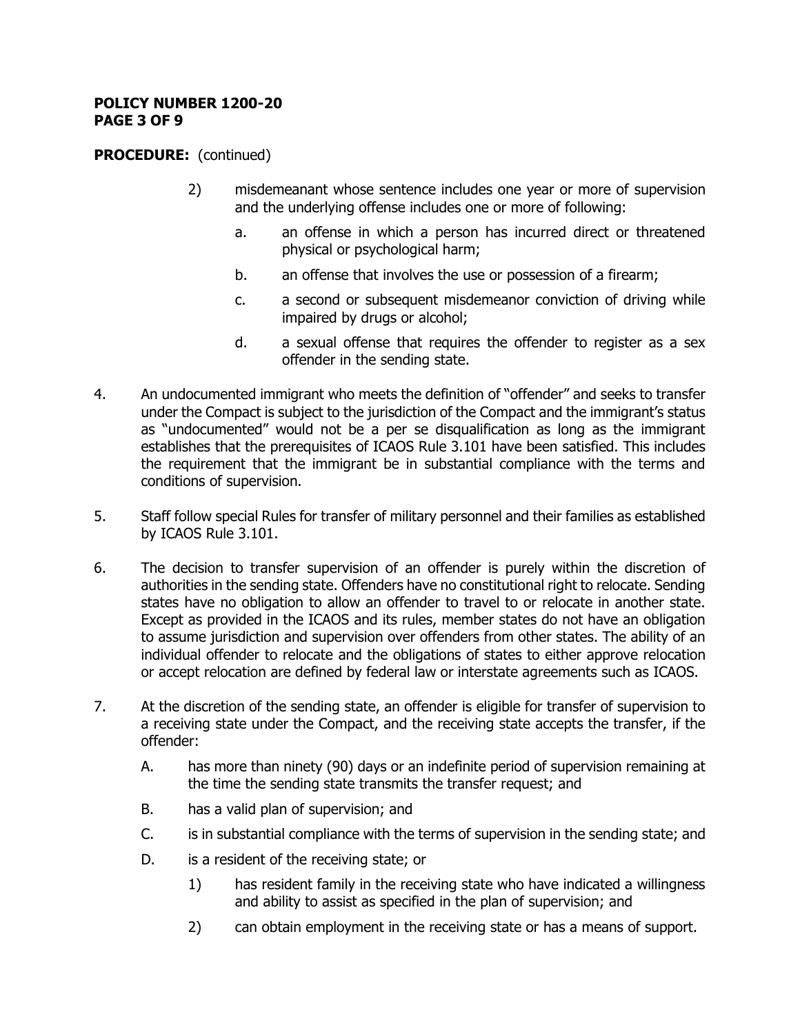**PROCEDURE:** (continued)

2) misdemeanant whose sentence includes one year or more of supervision and the underlying offense includes one or more of following:

   a. an offense in which a person has incurred direct or threatened physical or psychological harm;

   b. an offense that involves the use or possession of a firearm;

   c. a second or subsequent misdemeanor conviction of driving while impaired by drugs or alcohol;

   d. a sexual offense that requires the offender to register as a sex offender in the sending state.

4. An undocumented immigrant who meets the definition of "offender" and seeks to transfer under the Compact is subject to the jurisdiction of the Compact and the immigrant's status as "undocumented" would not be a per se disqualification as long as the immigrant establishes that the prerequisites of ICAOS Rule 3.101 have been satisfied. This includes the requirement that the immigrant be in substantial compliance with the terms and conditions of supervision.

5. Staff follow special Rules for transfer of military personnel and their families as established by ICAOS Rule 3.101.

6. The decision to transfer supervision of an offender is purely within the discretion of authorities in the sending state. Offenders have no constitutional right to relocate. Sending states have no obligation to allow an offender to travel to or relocate in another state. Except as provided in the ICAOS and its rules, member states do not have an obligation to assume jurisdiction and supervision over offenders from other states. The ability of an individual offender to relocate and the obligations of states to either approve relocation or accept relocation are defined by federal law or interstate agreements such as ICAOS.

7. At the discretion of the sending state, an offender is eligible for transfer of supervision to a receiving state under the Compact, and the receiving state accepts the transfer, if the offender:

   A. has more than ninety (90) days or an indefinite period of supervision remaining at the time the sending state transmits the transfer request; and

   B. has a valid plan of supervision; and

   C. is in substantial compliance with the terms of supervision in the sending state; and

   D. is a resident of the receiving state; or

      1) has resident family in the receiving state who have indicated a willingness and ability to assist as specified in the plan of supervision; and

      2) can obtain employment in the receiving state or has a means of support.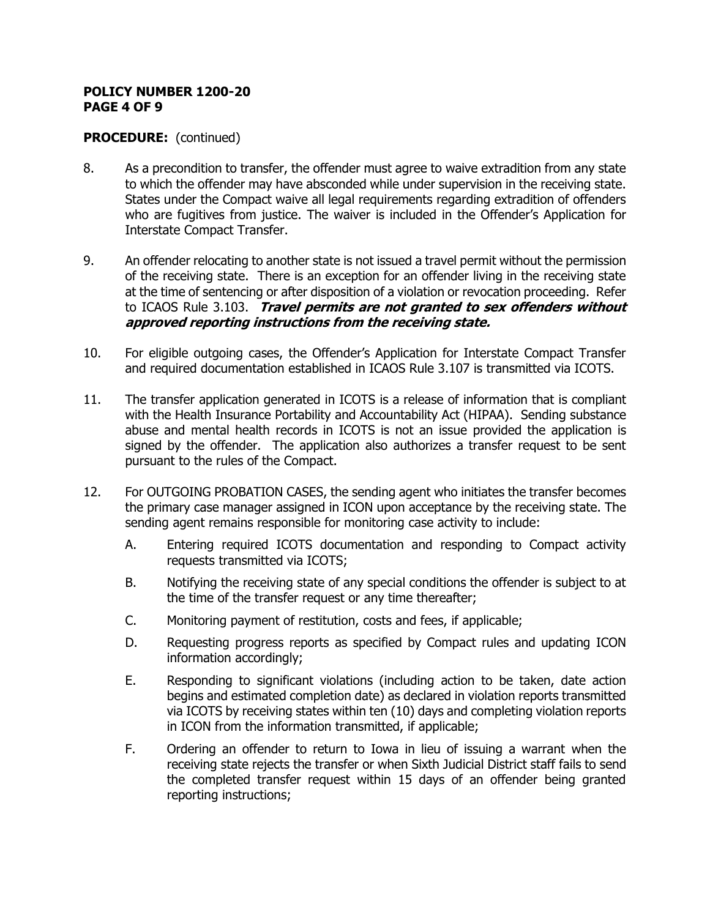**POLICY NUMBER 1200-20**

**PROCEDURE:** (continued)

8. As a precondition to transfer, the offender must agree to waive extradition from any state to which the offender may have absconded while under supervision in the receiving state. States under the Compact waive all legal requirements regarding extradition of offenders who are fugitives from justice. The waiver is included in the Offender's Application for Interstate Compact Transfer.

9. An offender relocating to another state is not issued a travel permit without the permission of the receiving state. There is an exception for an offender living in the receiving state at the time of sentencing or after disposition of a violation or revocation proceeding. Refer to ICAOS Rule 3.103. ***Travel permits are not granted to sex offenders without approved reporting instructions from the receiving state.***

10. For eligible outgoing cases, the Offender's Application for Interstate Compact Transfer and required documentation established in ICAOS Rule 3.107 is transmitted via ICOTS.

11. The transfer application generated in ICOTS is a release of information that is compliant with the Health Insurance Portability and Accountability Act (HIPAA). Sending substance abuse and mental health records in ICOTS is not an issue provided the application is signed by the offender. The application also authorizes a transfer request to be sent pursuant to the rules of the Compact.

12. For OUTGOING PROBATION CASES, the sending agent who initiates the transfer becomes the primary case manager assigned in ICON upon acceptance by the receiving state. The sending agent remains responsible for monitoring case activity to include:

    A. Entering required ICOTS documentation and responding to Compact activity requests transmitted via ICOTS;

    B. Notifying the receiving state of any special conditions the offender is subject to at the time of the transfer request or any time thereafter;

    C. Monitoring payment of restitution, costs and fees, if applicable;

    D. Requesting progress reports as specified by Compact rules and updating ICON information accordingly;

    E. Responding to significant violations (including action to be taken, date action begins and estimated completion date) as declared in violation reports transmitted via ICOTS by receiving states within ten (10) days and completing violation reports in ICON from the information transmitted, if applicable;

    F. Ordering an offender to return to Iowa in lieu of issuing a warrant when the receiving state rejects the transfer or when Sixth Judicial District staff fails to send the completed transfer request within 15 days of an offender being granted reporting instructions;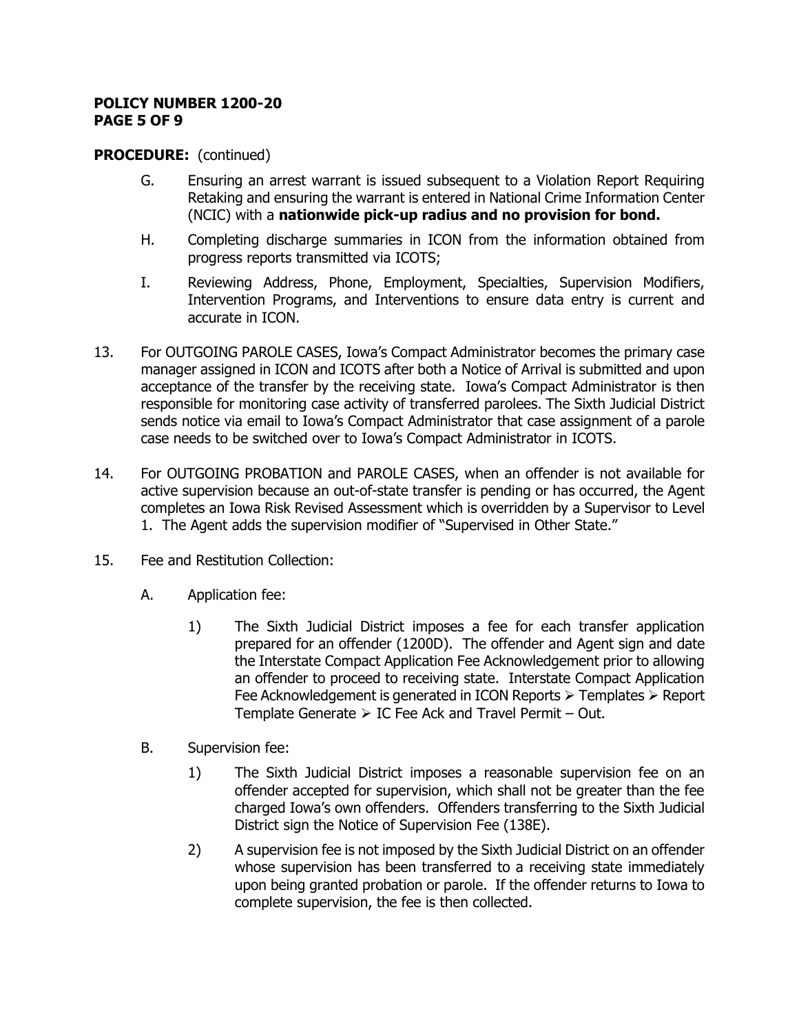**PROCEDURE:** (continued)

G. Ensuring an arrest warrant is issued subsequent to a Violation Report Requiring Retaking and ensuring the warrant is entered in National Crime Information Center (NCIC) with a **nationwide pick-up radius and no provision for bond.**

H. Completing discharge summaries in ICON from the information obtained from progress reports transmitted via ICOTS;

I. Reviewing Address, Phone, Employment, Specialties, Supervision Modifiers, Intervention Programs, and Interventions to ensure data entry is current and accurate in ICON.

13. For OUTGOING PAROLE CASES, Iowa's Compact Administrator becomes the primary case manager assigned in ICON and ICOTS after both a Notice of Arrival is submitted and upon acceptance of the transfer by the receiving state. Iowa's Compact Administrator is then responsible for monitoring case activity of transferred parolees. The Sixth Judicial District sends notice via email to Iowa's Compact Administrator that case assignment of a parole case needs to be switched over to Iowa's Compact Administrator in ICOTS.

14. For OUTGOING PROBATION and PAROLE CASES, when an offender is not available for active supervision because an out-of-state transfer is pending or has occurred, the Agent completes an Iowa Risk Revised Assessment which is overridden by a Supervisor to Level 1. The Agent adds the supervision modifier of "Supervised in Other State."

15. Fee and Restitution Collection:

    A. Application fee:

        1) The Sixth Judicial District imposes a fee for each transfer application prepared for an offender (1200D). The offender and Agent sign and date the Interstate Compact Application Fee Acknowledgement prior to allowing an offender to proceed to receiving state. Interstate Compact Application Fee Acknowledgement is generated in ICON Reports ➢ Templates ➢ Report Template Generate ➢ IC Fee Ack and Travel Permit – Out.

    B. Supervision fee:

        1) The Sixth Judicial District imposes a reasonable supervision fee on an offender accepted for supervision, which shall not be greater than the fee charged Iowa's own offenders. Offenders transferring to the Sixth Judicial District sign the Notice of Supervision Fee (138E).

        2) A supervision fee is not imposed by the Sixth Judicial District on an offender whose supervision has been transferred to a receiving state immediately upon being granted probation or parole. If the offender returns to Iowa to complete supervision, the fee is then collected.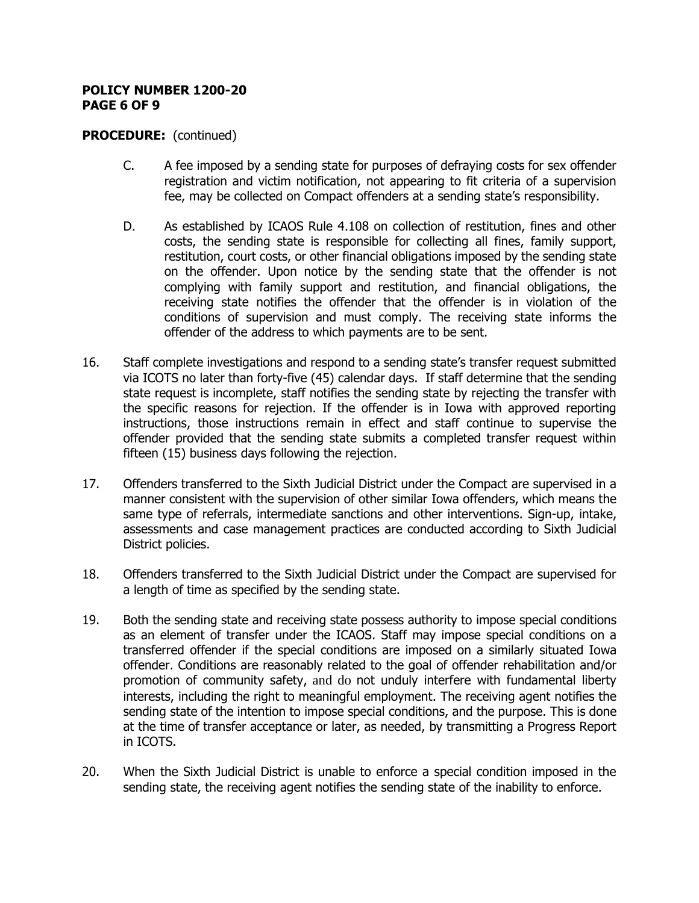**PROCEDURE:** (continued)

C. A fee imposed by a sending state for purposes of defraying costs for sex offender registration and victim notification, not appearing to fit criteria of a supervision fee, may be collected on Compact offenders at a sending state's responsibility.

D. As established by ICAOS Rule 4.108 on collection of restitution, fines and other costs, the sending state is responsible for collecting all fines, family support, restitution, court costs, or other financial obligations imposed by the sending state on the offender. Upon notice by the sending state that the offender is not complying with family support and restitution, and financial obligations, the receiving state notifies the offender that the offender is in violation of the conditions of supervision and must comply. The receiving state informs the offender of the address to which payments are to be sent.

16. Staff complete investigations and respond to a sending state's transfer request submitted via ICOTS no later than forty-five (45) calendar days. If staff determine that the sending state request is incomplete, staff notifies the sending state by rejecting the transfer with the specific reasons for rejection. If the offender is in Iowa with approved reporting instructions, those instructions remain in effect and staff continue to supervise the offender provided that the sending state submits a completed transfer request within fifteen (15) business days following the rejection.

17. Offenders transferred to the Sixth Judicial District under the Compact are supervised in a manner consistent with the supervision of other similar Iowa offenders, which means the same type of referrals, intermediate sanctions and other interventions. Sign-up, intake, assessments and case management practices are conducted according to Sixth Judicial District policies.

18. Offenders transferred to the Sixth Judicial District under the Compact are supervised for a length of time as specified by the sending state.

19. Both the sending state and receiving state possess authority to impose special conditions as an element of transfer under the ICAOS. Staff may impose special conditions on a transferred offender if the special conditions are imposed on a similarly situated Iowa offender. Conditions are reasonably related to the goal of offender rehabilitation and/or promotion of community safety, and do not unduly interfere with fundamental liberty interests, including the right to meaningful employment. The receiving agent notifies the sending state of the intention to impose special conditions, and the purpose. This is done at the time of transfer acceptance or later, as needed, by transmitting a Progress Report in ICOTS.

20. When the Sixth Judicial District is unable to enforce a special condition imposed in the sending state, the receiving agent notifies the sending state of the inability to enforce.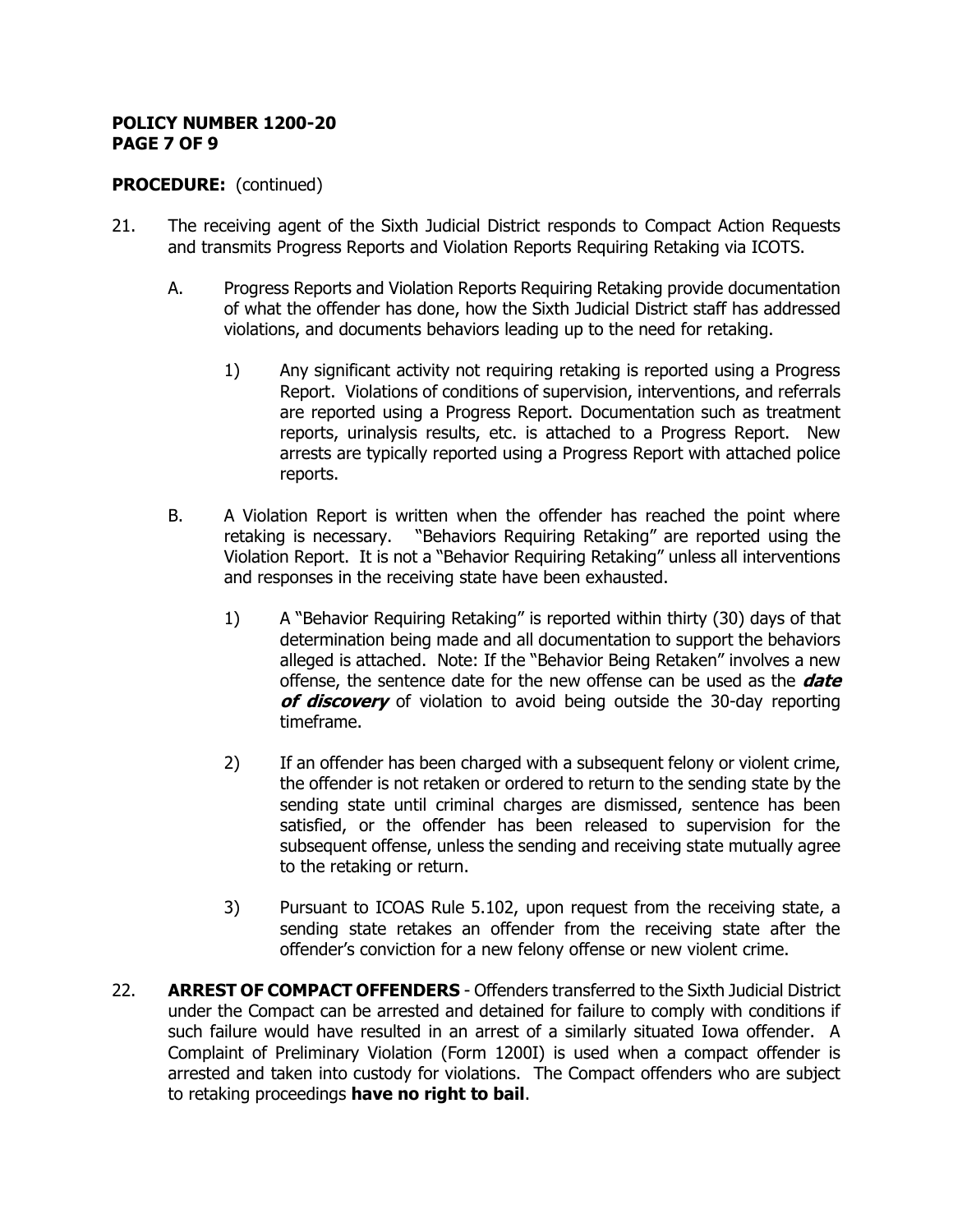**PROCEDURE:** (continued)

21. The receiving agent of the Sixth Judicial District responds to Compact Action Requests and transmits Progress Reports and Violation Reports Requiring Retaking via ICOTS.

    A. Progress Reports and Violation Reports Requiring Retaking provide documentation of what the offender has done, how the Sixth Judicial District staff has addressed violations, and documents behaviors leading up to the need for retaking.

        1) Any significant activity not requiring retaking is reported using a Progress Report. Violations of conditions of supervision, interventions, and referrals are reported using a Progress Report. Documentation such as treatment reports, urinalysis results, etc. is attached to a Progress Report. New arrests are typically reported using a Progress Report with attached police reports.

    B. A Violation Report is written when the offender has reached the point where retaking is necessary. "Behaviors Requiring Retaking" are reported using the Violation Report. It is not a "Behavior Requiring Retaking" unless all interventions and responses in the receiving state have been exhausted.

        1) A "Behavior Requiring Retaking" is reported within thirty (30) days of that determination being made and all documentation to support the behaviors alleged is attached. Note: If the "Behavior Being Retaken" involves a new offense, the sentence date for the new offense can be used as the ***date of discovery*** of violation to avoid being outside the 30-day reporting timeframe.

        2) If an offender has been charged with a subsequent felony or violent crime, the offender is not retaken or ordered to return to the sending state by the sending state until criminal charges are dismissed, sentence has been satisfied, or the offender has been released to supervision for the subsequent offense, unless the sending and receiving state mutually agree to the retaking or return.

        3) Pursuant to ICOAS Rule 5.102, upon request from the receiving state, a sending state retakes an offender from the receiving state after the offender's conviction for a new felony offense or new violent crime.

22. **ARREST OF COMPACT OFFENDERS** - Offenders transferred to the Sixth Judicial District under the Compact can be arrested and detained for failure to comply with conditions if such failure would have resulted in an arrest of a similarly situated Iowa offender. A Complaint of Preliminary Violation (Form 1200I) is used when a compact offender is arrested and taken into custody for violations. The Compact offenders who are subject to retaking proceedings **have no right to bail**.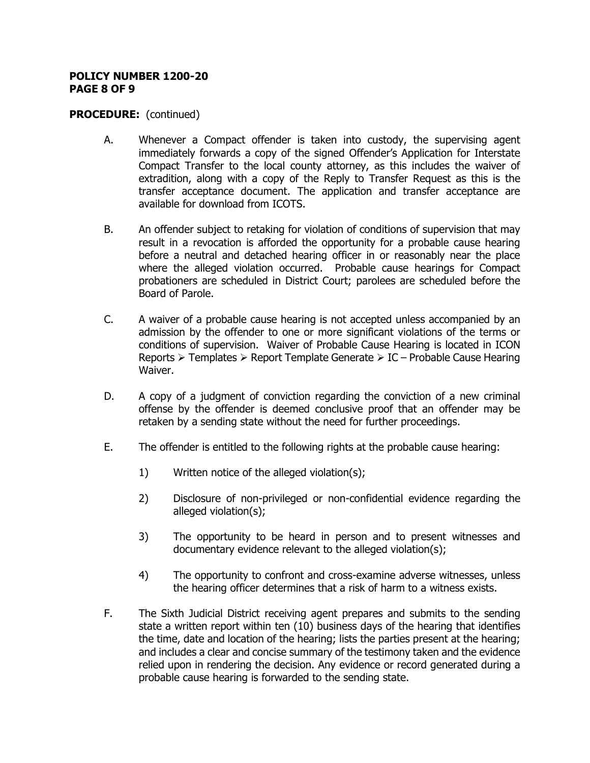**PROCEDURE:** (continued)

A. Whenever a Compact offender is taken into custody, the supervising agent immediately forwards a copy of the signed Offender's Application for Interstate Compact Transfer to the local county attorney, as this includes the waiver of extradition, along with a copy of the Reply to Transfer Request as this is the transfer acceptance document. The application and transfer acceptance are available for download from ICOTS.

B. An offender subject to retaking for violation of conditions of supervision that may result in a revocation is afforded the opportunity for a probable cause hearing before a neutral and detached hearing officer in or reasonably near the place where the alleged violation occurred. Probable cause hearings for Compact probationers are scheduled in District Court; parolees are scheduled before the Board of Parole.

C. A waiver of a probable cause hearing is not accepted unless accompanied by an admission by the offender to one or more significant violations of the terms or conditions of supervision. Waiver of Probable Cause Hearing is located in ICON Reports ➢ Templates ➢ Report Template Generate ➢ IC – Probable Cause Hearing Waiver.

D. A copy of a judgment of conviction regarding the conviction of a new criminal offense by the offender is deemed conclusive proof that an offender may be retaken by a sending state without the need for further proceedings.

E. The offender is entitled to the following rights at the probable cause hearing:

   1) Written notice of the alleged violation(s);

   2) Disclosure of non-privileged or non-confidential evidence regarding the alleged violation(s);

   3) The opportunity to be heard in person and to present witnesses and documentary evidence relevant to the alleged violation(s);

   4) The opportunity to confront and cross-examine adverse witnesses, unless the hearing officer determines that a risk of harm to a witness exists.

F. The Sixth Judicial District receiving agent prepares and submits to the sending state a written report within ten (10) business days of the hearing that identifies the time, date and location of the hearing; lists the parties present at the hearing; and includes a clear and concise summary of the testimony taken and the evidence relied upon in rendering the decision. Any evidence or record generated during a probable cause hearing is forwarded to the sending state.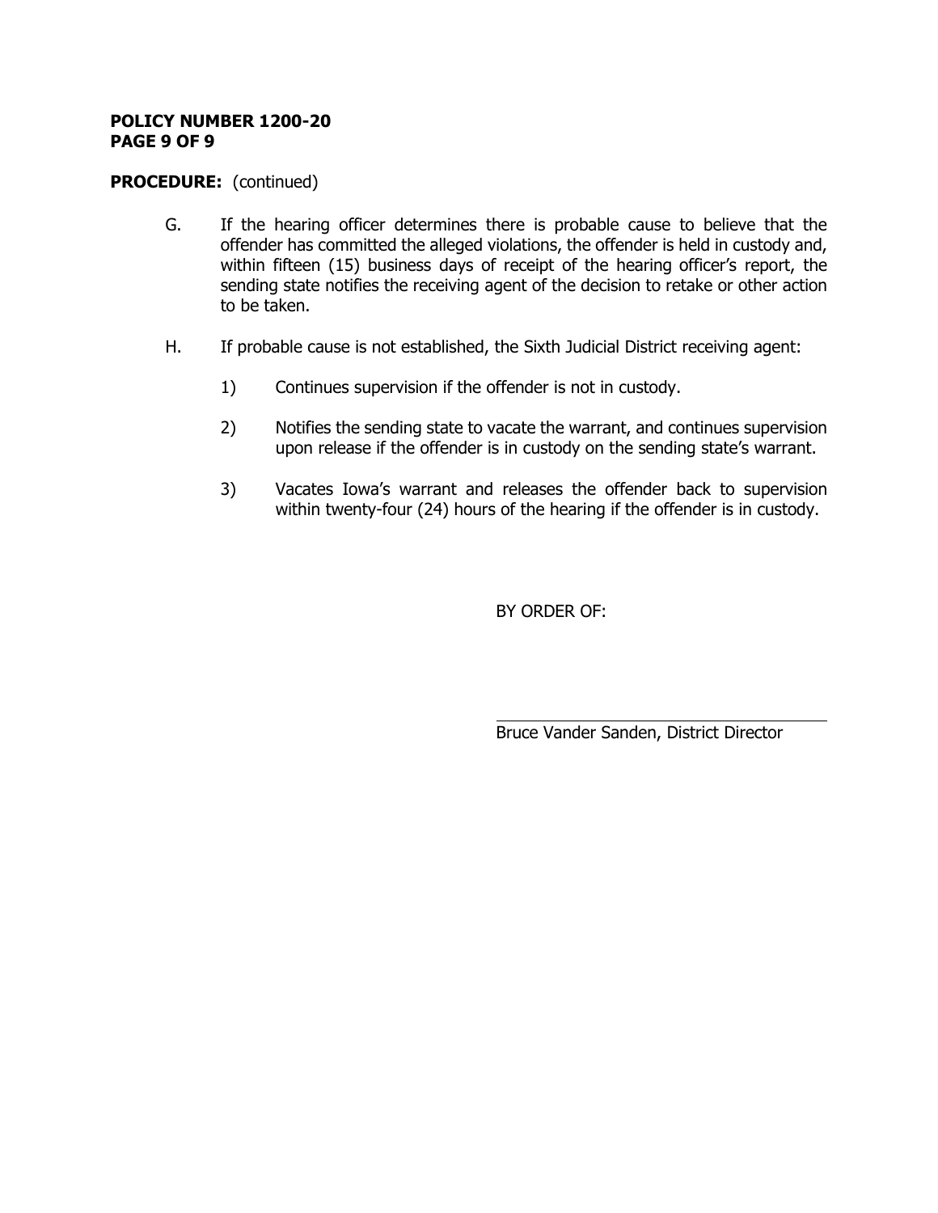**PROCEDURE:** (continued)

G. If the hearing officer determines there is probable cause to believe that the offender has committed the alleged violations, the offender is held in custody and, within fifteen (15) business days of receipt of the hearing officer's report, the sending state notifies the receiving agent of the decision to retake or other action to be taken.

H. If probable cause is not established, the Sixth Judicial District receiving agent:

1) Continues supervision if the offender is not in custody.

2) Notifies the sending state to vacate the warrant, and continues supervision upon release if the offender is in custody on the sending state's warrant.

3) Vacates Iowa's warrant and releases the offender back to supervision within twenty-four (24) hours of the hearing if the offender is in custody.

BY ORDER OF:

Bruce Vander Sanden, District Director